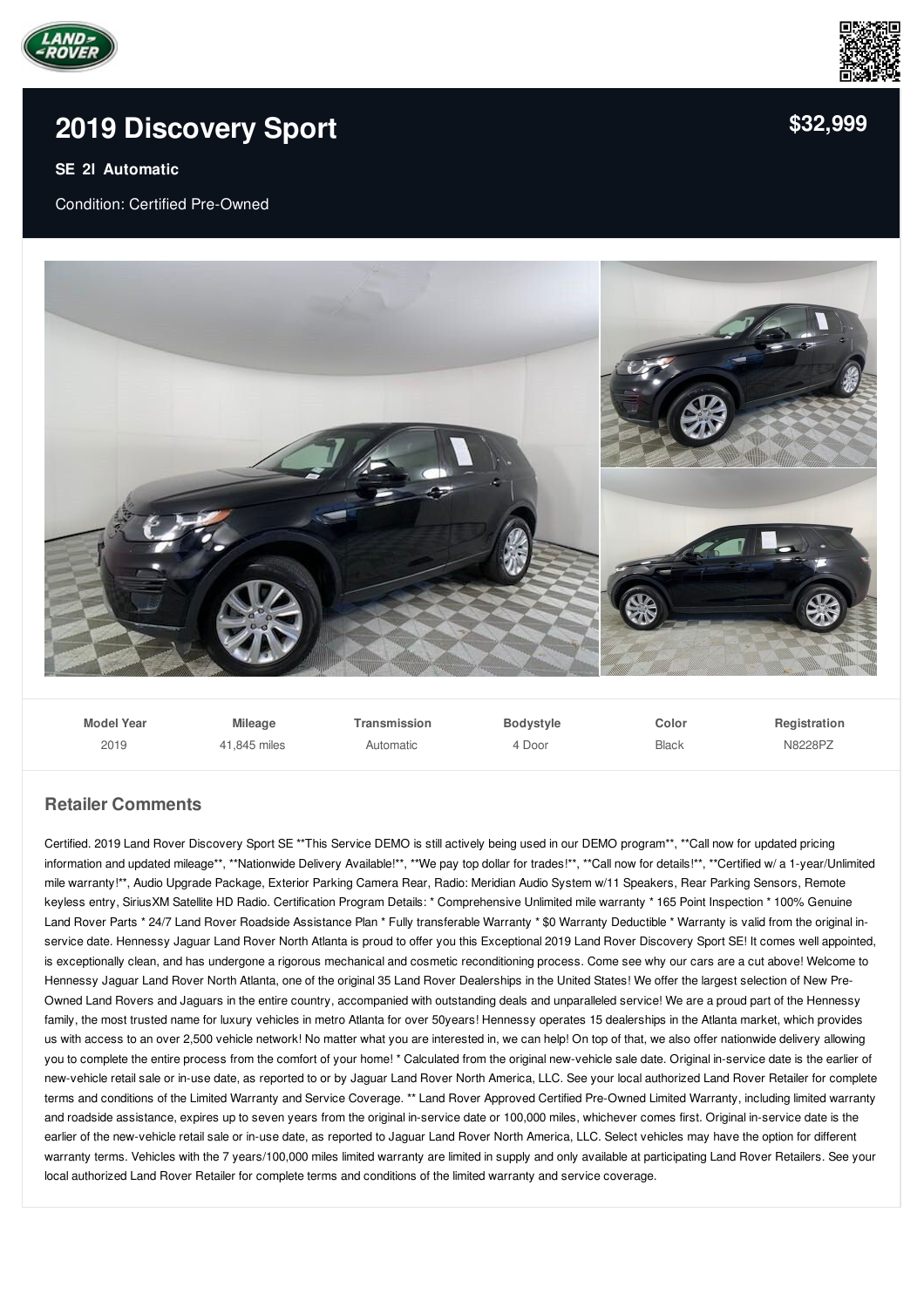# 2019 Discovery Sport

**$32,999**

**SE 2l Automatic**

Condition: Certified Pre-Owned

| Model Year | Mileage | Transmission | Bodystyle | Color | Registration |
|---|---|---|---|---|---|
| 2019 | 41,845 miles | Automatic | 4 Door | Black | N8228PZ |

## Retailer Comments

Certified. 2019 Land Rover Discovery Sport SE **This Service DEMO is still actively being used in our DEMO program**, **Call now for updated pricing information and updated mileage**, **Nationwide Delivery Available!**, **We pay top dollar for trades!**, **Call now for details!**, **Certified w/ a 1-year/Unlimited mile warranty!**, Audio Upgrade Package, Exterior Parking Camera Rear, Radio: Meridian Audio System w/11 Speakers, Rear Parking Sensors, Remote keyless entry, SiriusXM Satellite HD Radio. Certification Program Details: * Comprehensive Unlimited mile warranty * 165 Point Inspection * 100% Genuine Land Rover Parts * 24/7 Land Rover Roadside Assistance Plan * Fully transferable Warranty * $0 Warranty Deductible * Warranty is valid from the original in-service date. Hennessy Jaguar Land Rover North Atlanta is proud to offer you this Exceptional 2019 Land Rover Discovery Sport SE! It comes well appointed, is exceptionally clean, and has undergone a rigorous mechanical and cosmetic reconditioning process. Come see why our cars are a cut above! Welcome to Hennessy Jaguar Land Rover North Atlanta, one of the original 35 Land Rover Dealerships in the United States! We offer the largest selection of New Pre-Owned Land Rovers and Jaguars in the entire country, accompanied with outstanding deals and unparalleled service! We are a proud part of the Hennessy family, the most trusted name for luxury vehicles in metro Atlanta for over 50years! Hennessy operates 15 dealerships in the Atlanta market, which provides us with access to an over 2,500 vehicle network! No matter what you are interested in, we can help! On top of that, we also offer nationwide delivery allowing you to complete the entire process from the comfort of your home! * Calculated from the original new-vehicle sale date. Original in-service date is the earlier of new-vehicle retail sale or in-use date, as reported to or by Jaguar Land Rover North America, LLC. See your local authorized Land Rover Retailer for complete terms and conditions of the Limited Warranty and Service Coverage. ** Land Rover Approved Certified Pre-Owned Limited Warranty, including limited warranty and roadside assistance, expires up to seven years from the original in-service date or 100,000 miles, whichever comes first. Original in-service date is the earlier of the new-vehicle retail sale or in-use date, as reported to Jaguar Land Rover North America, LLC. Select vehicles may have the option for different warranty terms. Vehicles with the 7 years/100,000 miles limited warranty are limited in supply and only available at participating Land Rover Retailers. See your local authorized Land Rover Retailer for complete terms and conditions of the limited warranty and service coverage.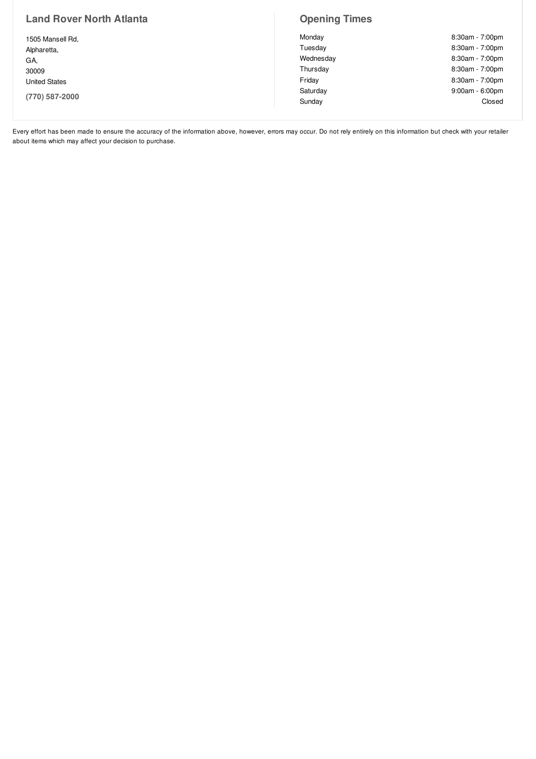## Land Rover North Atlanta

1505 Mansell Rd,
Alpharetta,
GA,
30009
United States

**(770) 587-2000**

## Opening Times

| | |
|---|---|
| Monday | 8:30am - 7:00pm |
| Tuesday | 8:30am - 7:00pm |
| Wednesday | 8:30am - 7:00pm |
| Thursday | 8:30am - 7:00pm |
| Friday | 8:30am - 7:00pm |
| Saturday | 9:00am - 6:00pm |
| Sunday | Closed |

Every effort has been made to ensure the accuracy of the information above, however, errors may occur. Do not rely entirely on this information but check with your retailer about items which may affect your decision to purchase.